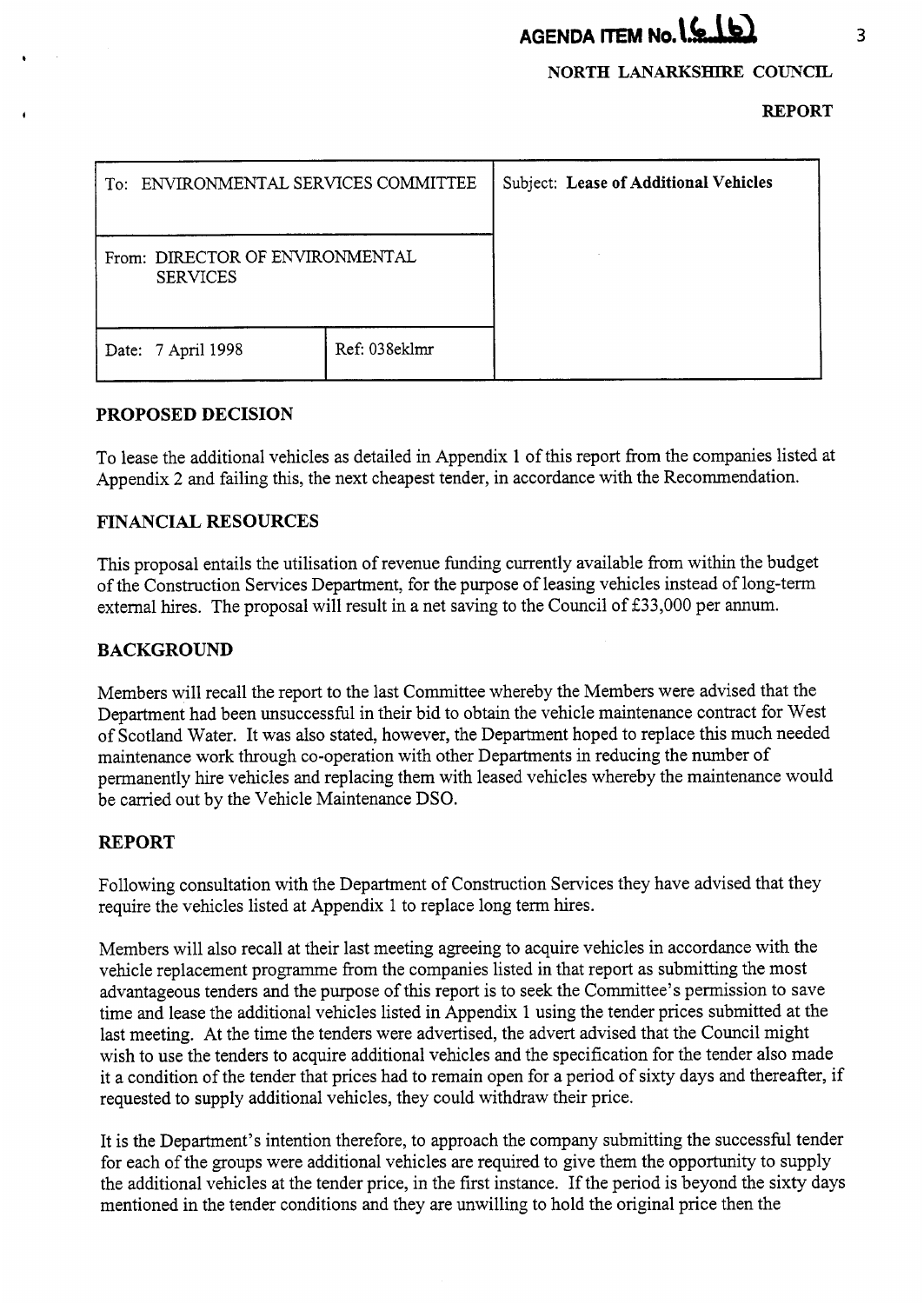**AGENDA ITEM No. 16(b)**

**NORTH LANARKSHIRE COUNCIL**

**REPORT**

| To: ENVIRONMENTAL SERVICES COMMITTEE | | Subject: **Lease of Additional Vehicles** |
|---|---|---|
| From: DIRECTOR OF ENVIRONMENTAL SERVICES | | |
| Date: 7 April 1998 | Ref: 038eklmr | |

## PROPOSED DECISION

To lease the additional vehicles as detailed in Appendix 1 of this report from the companies listed at Appendix 2 and failing this, the next cheapest tender, in accordance with the Recommendation.

## FINANCIAL RESOURCES

This proposal entails the utilisation of revenue funding currently available from within the budget of the Construction Services Department, for the purpose of leasing vehicles instead of long-term external hires. The proposal will result in a net saving to the Council of £33,000 per annum.

## BACKGROUND

Members will recall the report to the last Committee whereby the Members were advised that the Department had been unsuccessful in their bid to obtain the vehicle maintenance contract for West of Scotland Water. It was also stated, however, the Department hoped to replace this much needed maintenance work through co-operation with other Departments in reducing the number of permanently hire vehicles and replacing them with leased vehicles whereby the maintenance would be carried out by the Vehicle Maintenance DSO.

## REPORT

Following consultation with the Department of Construction Services they have advised that they require the vehicles listed at Appendix 1 to replace long term hires.

Members will also recall at their last meeting agreeing to acquire vehicles in accordance with the vehicle replacement programme from the companies listed in that report as submitting the most advantageous tenders and the purpose of this report is to seek the Committee's permission to save time and lease the additional vehicles listed in Appendix 1 using the tender prices submitted at the last meeting. At the time the tenders were advertised, the advert advised that the Council might wish to use the tenders to acquire additional vehicles and the specification for the tender also made it a condition of the tender that prices had to remain open for a period of sixty days and thereafter, if requested to supply additional vehicles, they could withdraw their price.

It is the Department's intention therefore, to approach the company submitting the successful tender for each of the groups were additional vehicles are required to give them the opportunity to supply the additional vehicles at the tender price, in the first instance. If the period is beyond the sixty days mentioned in the tender conditions and they are unwilling to hold the original price then the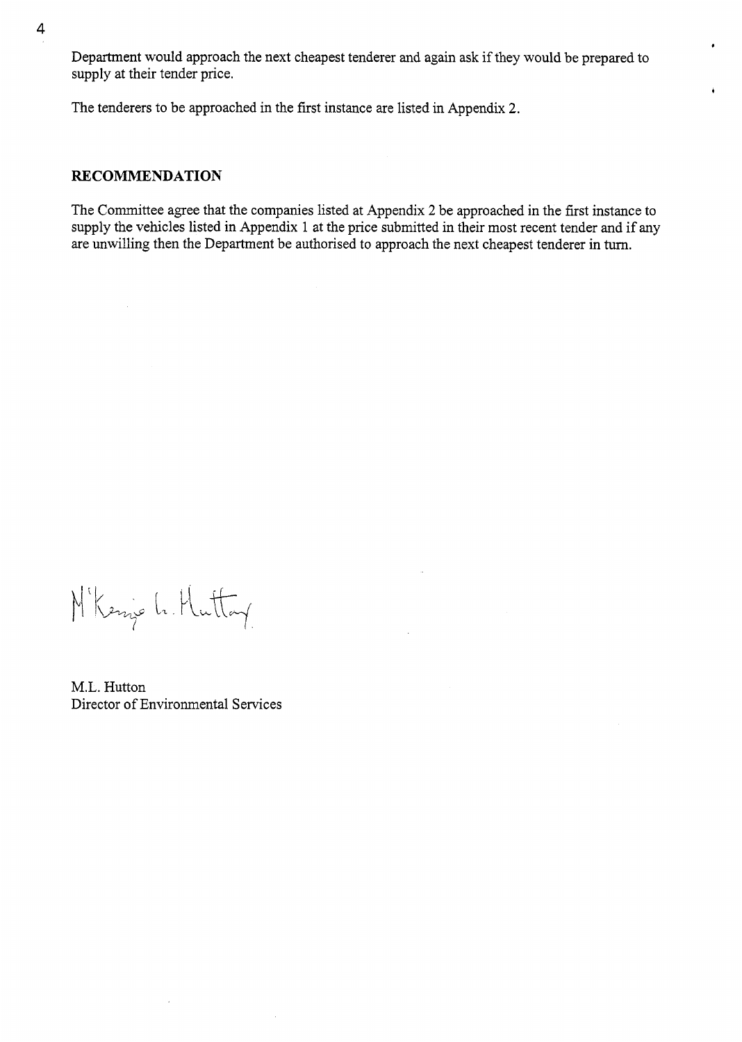Department would approach the next cheapest tenderer and again ask if they would be prepared to supply at their tender price.

The tenderers to be approached in the first instance are listed in Appendix 2.

**RECOMMENDATION**

The Committee agree that the companies listed at Appendix 2 be approached in the first instance to supply the vehicles listed in Appendix 1 at the price submitted in their most recent tender and if any are unwilling then the Department be authorised to approach the next cheapest tenderer in turn.

M.L. Hutton
Director of Environmental Services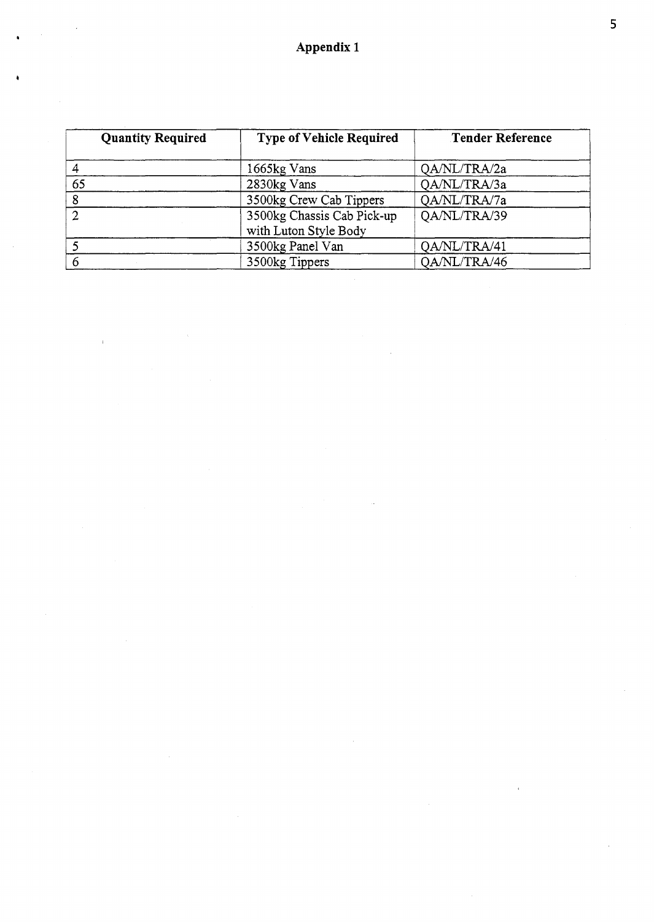## Appendix 1

| Quantity Required | Type of Vehicle Required | Tender Reference |
|---|---|---|
| 4 | 1665kg Vans | QA/NL/TRA/2a |
| 65 | 2830kg Vans | QA/NL/TRA/3a |
| 8 | 3500kg Crew Cab Tippers | QA/NL/TRA/7a |
| 2 | 3500kg Chassis Cab Pick-up with Luton Style Body | QA/NL/TRA/39 |
| 5 | 3500kg Panel Van | QA/NL/TRA/41 |
| 6 | 3500kg Tippers | QA/NL/TRA/46 |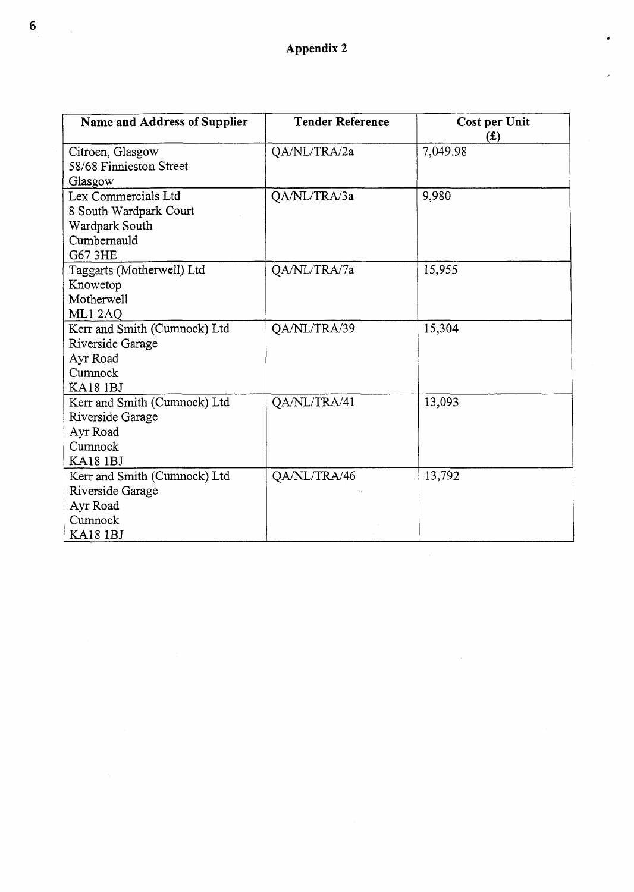## Appendix 2

| Name and Address of Supplier | Tender Reference | Cost per Unit (£) |
| --- | --- | --- |
| Citroen, Glasgow<br>58/68 Finnieston Street<br>Glasgow | QA/NL/TRA/2a | 7,049.98 |
| Lex Commercials Ltd<br>8 South Wardpark Court<br>Wardpark South<br>Cumbernauld<br>G67 3HE | QA/NL/TRA/3a | 9,980 |
| Taggarts (Motherwell) Ltd<br>Knowetop<br>Motherwell<br>ML1 2AQ | QA/NL/TRA/7a | 15,955 |
| Kerr and Smith (Cumnock) Ltd<br>Riverside Garage<br>Ayr Road<br>Cumnock<br>KA18 1BJ | QA/NL/TRA/39 | 15,304 |
| Kerr and Smith (Cumnock) Ltd<br>Riverside Garage<br>Ayr Road<br>Cumnock<br>KA18 1BJ | QA/NL/TRA/41 | 13,093 |
| Kerr and Smith (Cumnock) Ltd<br>Riverside Garage<br>Ayr Road<br>Cumnock<br>KA18 1BJ | QA/NL/TRA/46 | 13,792 |